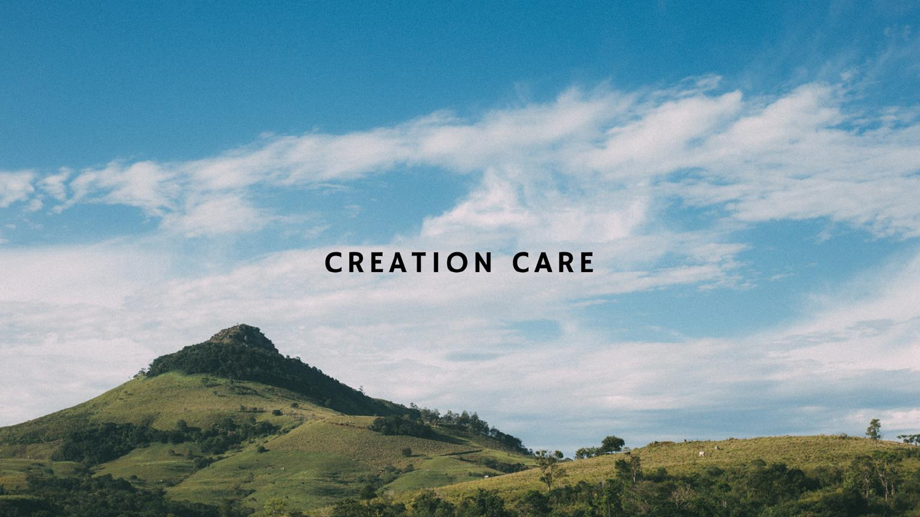# CREATION CARE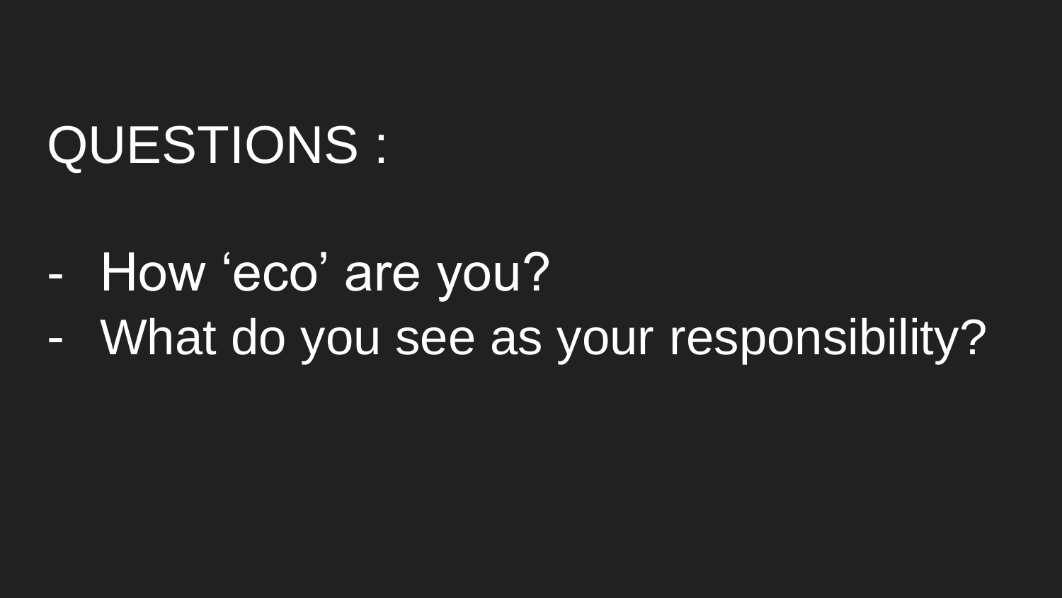## QUESTIONS :

- How ‘eco’ are you?
- What do you see as your responsibility?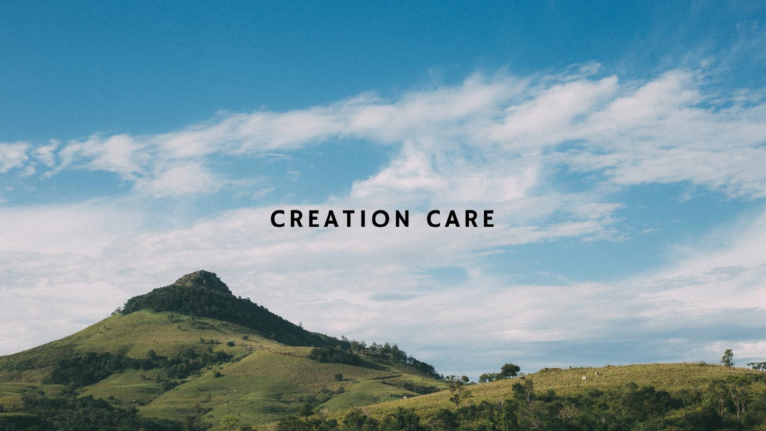# CREATION CARE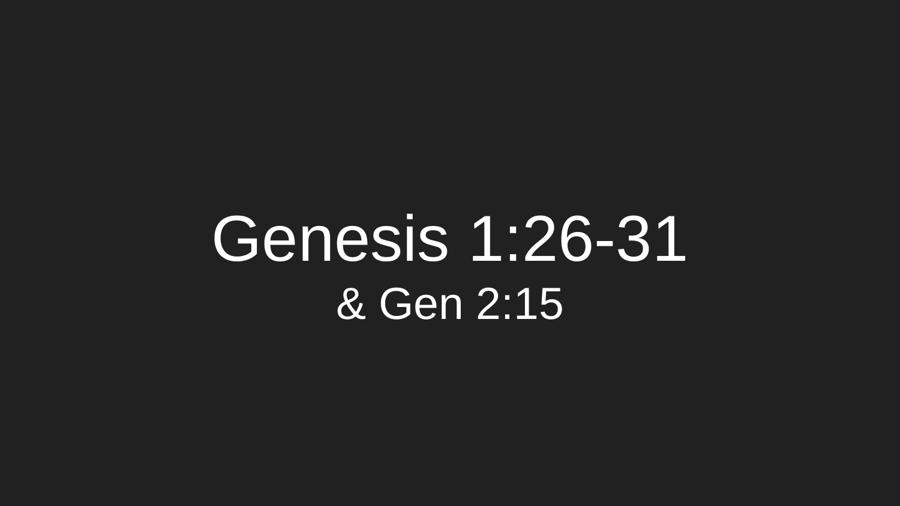# Genesis 1:26-31

& Gen 2:15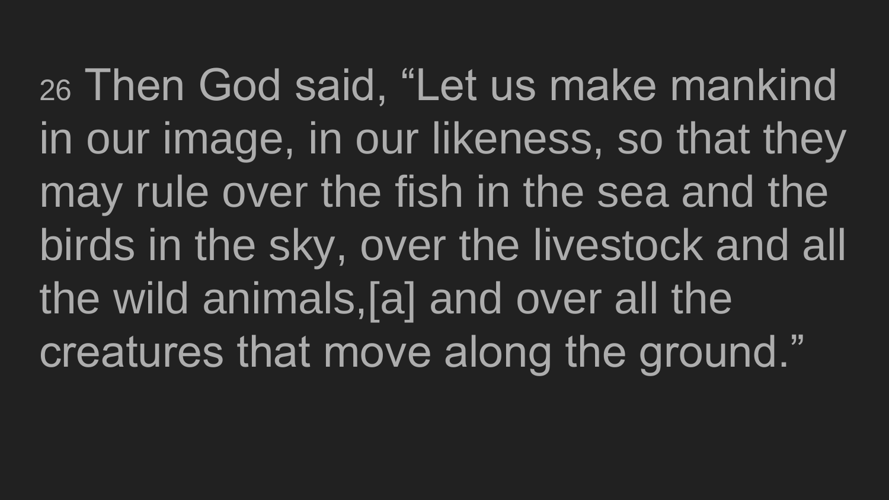26 Then God said, “Let us make mankind in our image, in our likeness, so that they may rule over the fish in the sea and the birds in the sky, over the livestock and all the wild animals,[a] and over all the creatures that move along the ground.”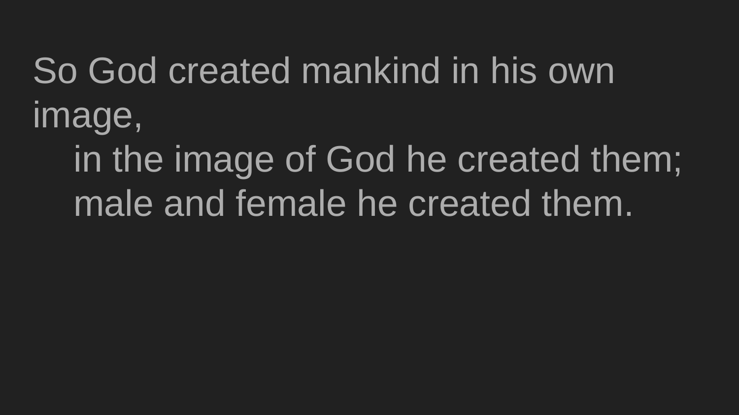So God created mankind in his own image,
in the image of God he created them;
male and female he created them.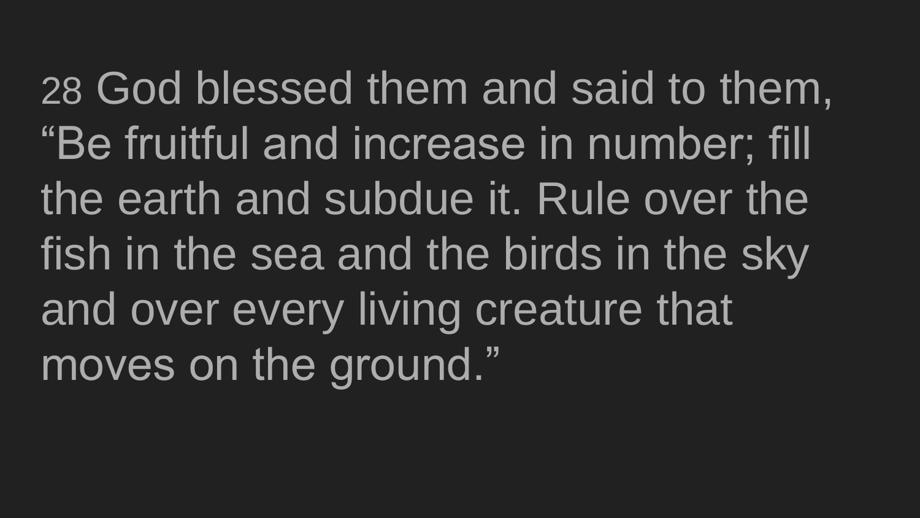28 God blessed them and said to them, "Be fruitful and increase in number; fill the earth and subdue it. Rule over the fish in the sea and the birds in the sky and over every living creature that moves on the ground."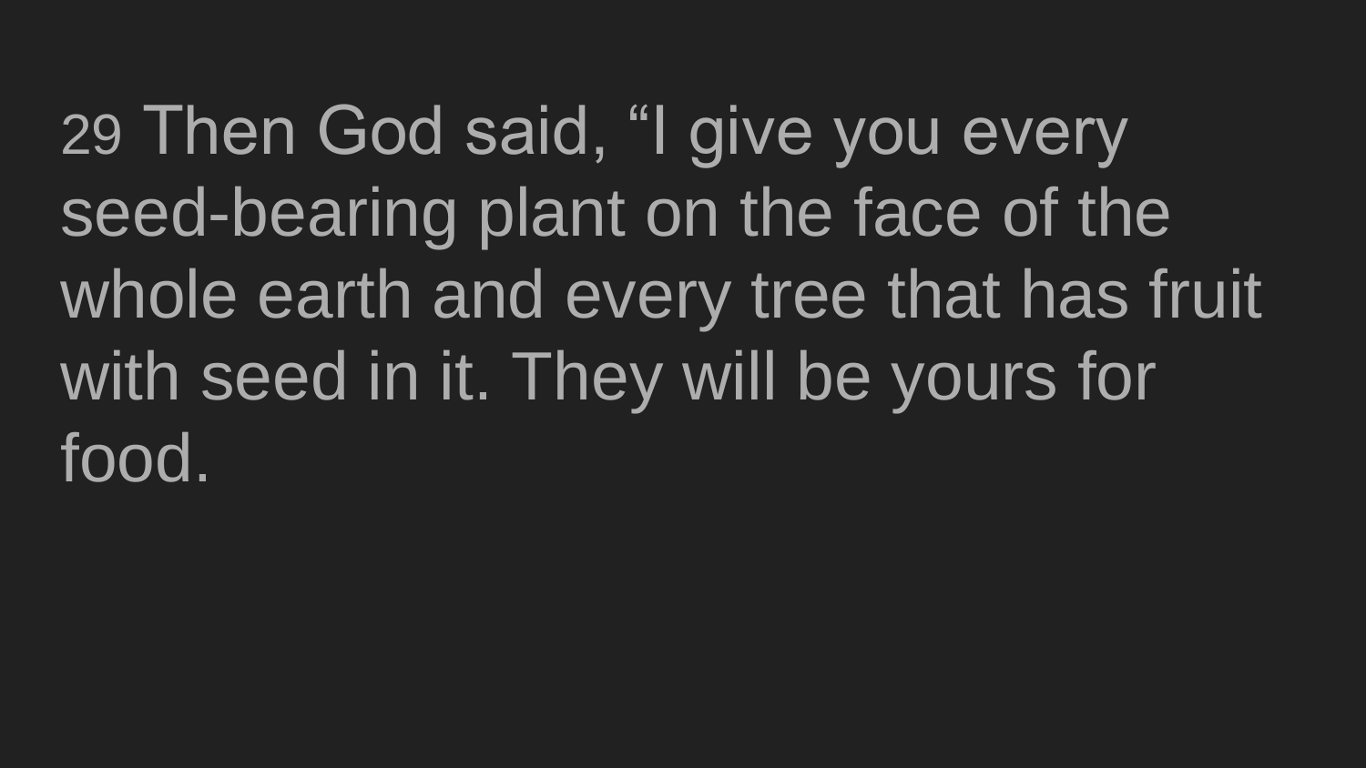29 Then God said, “I give you every seed-bearing plant on the face of the whole earth and every tree that has fruit with seed in it. They will be yours for food.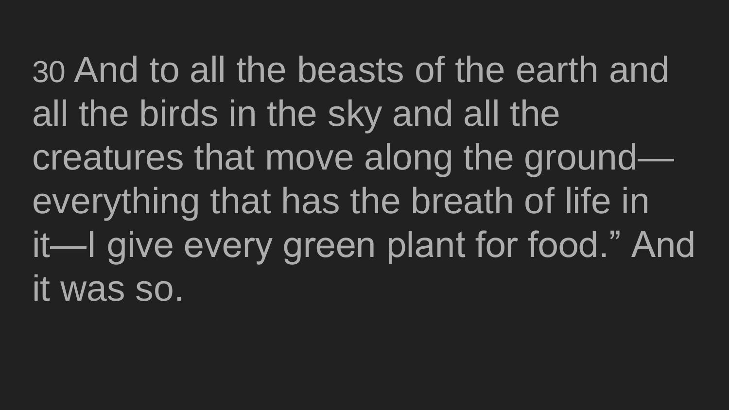30 And to all the beasts of the earth and all the birds in the sky and all the creatures that move along the ground—everything that has the breath of life in it—I give every green plant for food.” And it was so.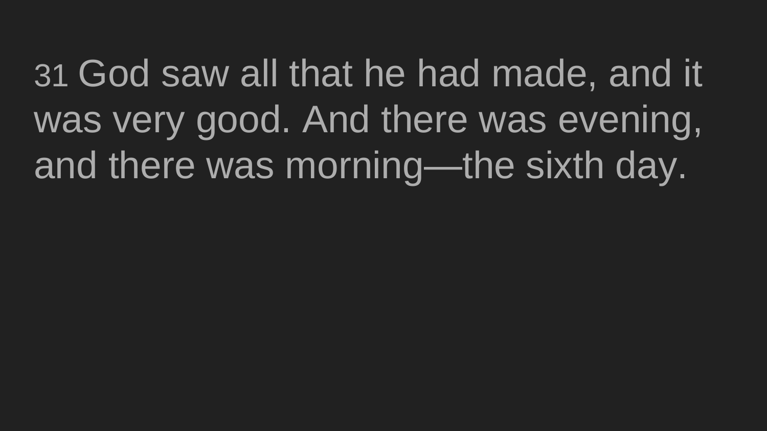31 God saw all that he had made, and it was very good. And there was evening, and there was morning—the sixth day.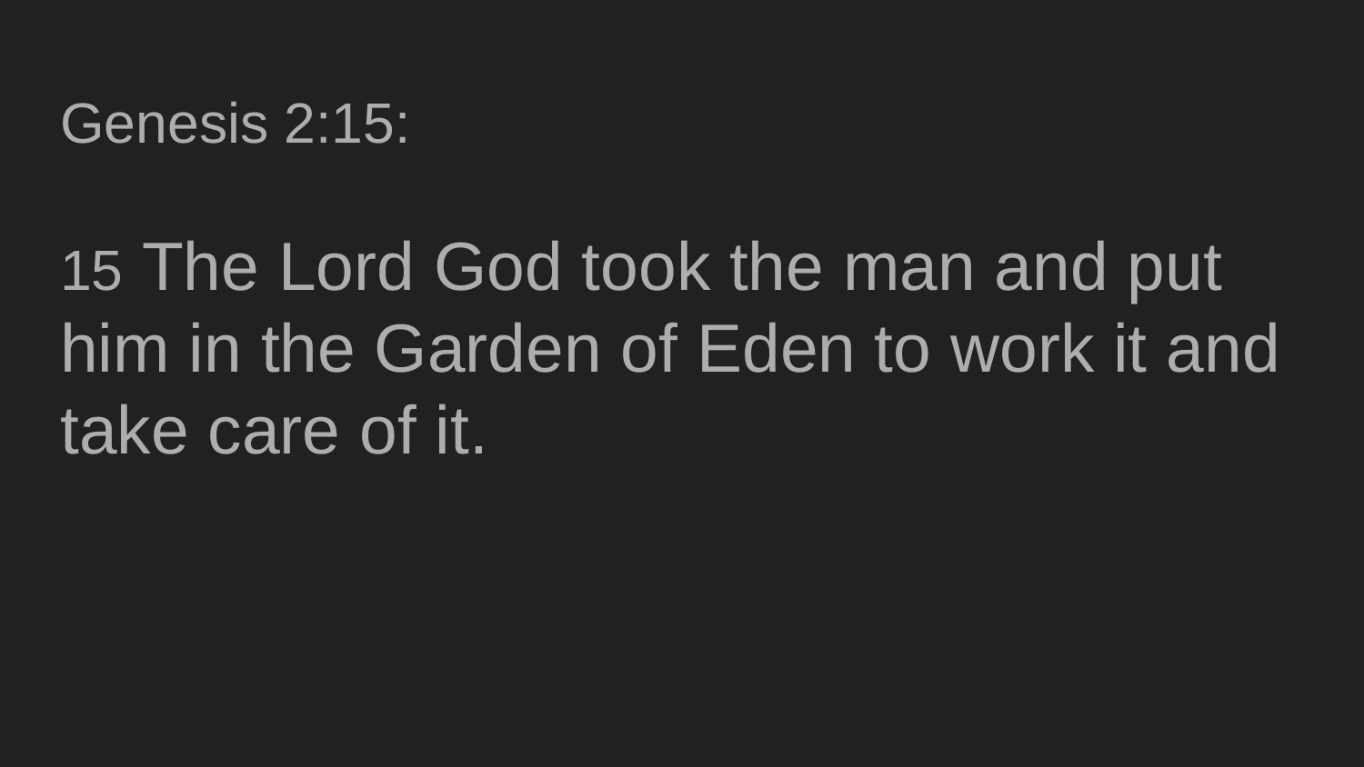Genesis 2:15:

15 The Lord God took the man and put him in the Garden of Eden to work it and take care of it.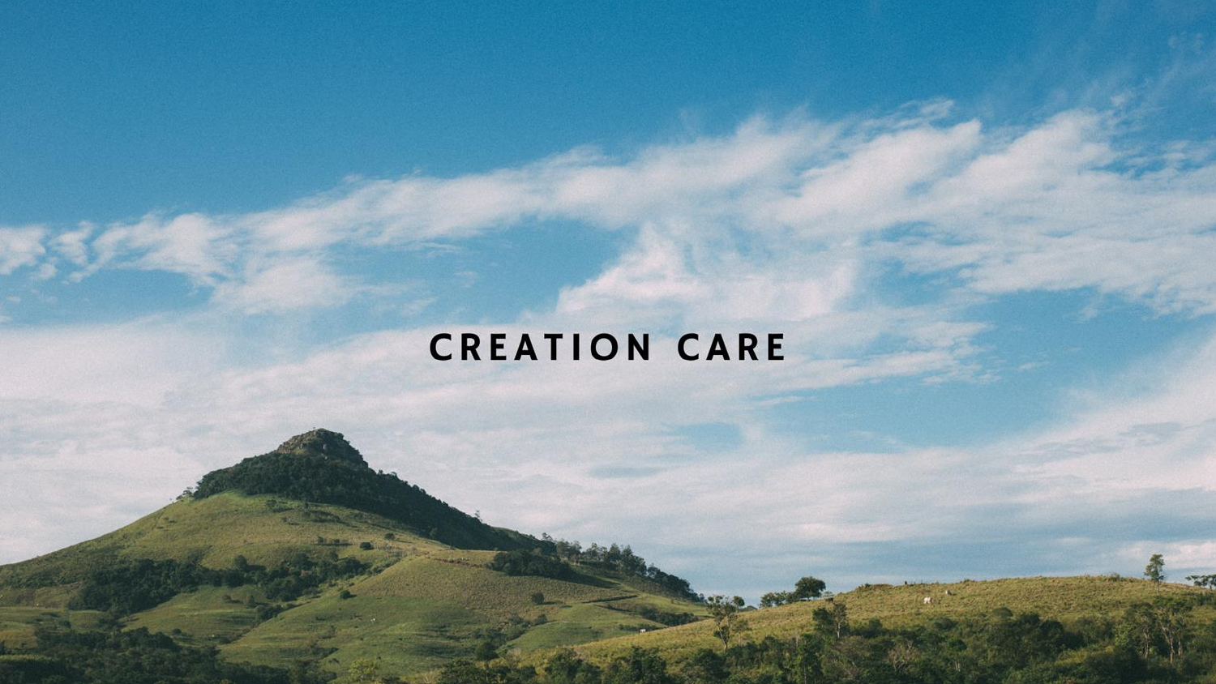# CREATION CARE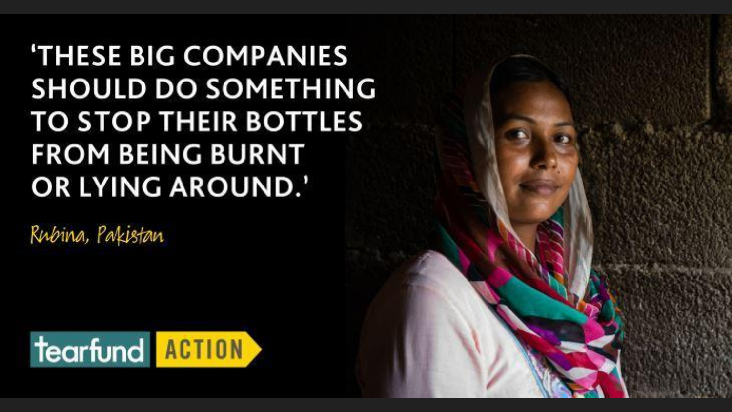'THESE BIG COMPANIES SHOULD DO SOMETHING TO STOP THEIR BOTTLES FROM BEING BURNT OR LYING AROUND.'

*Rubina, Pakistan*

tearfund ACTION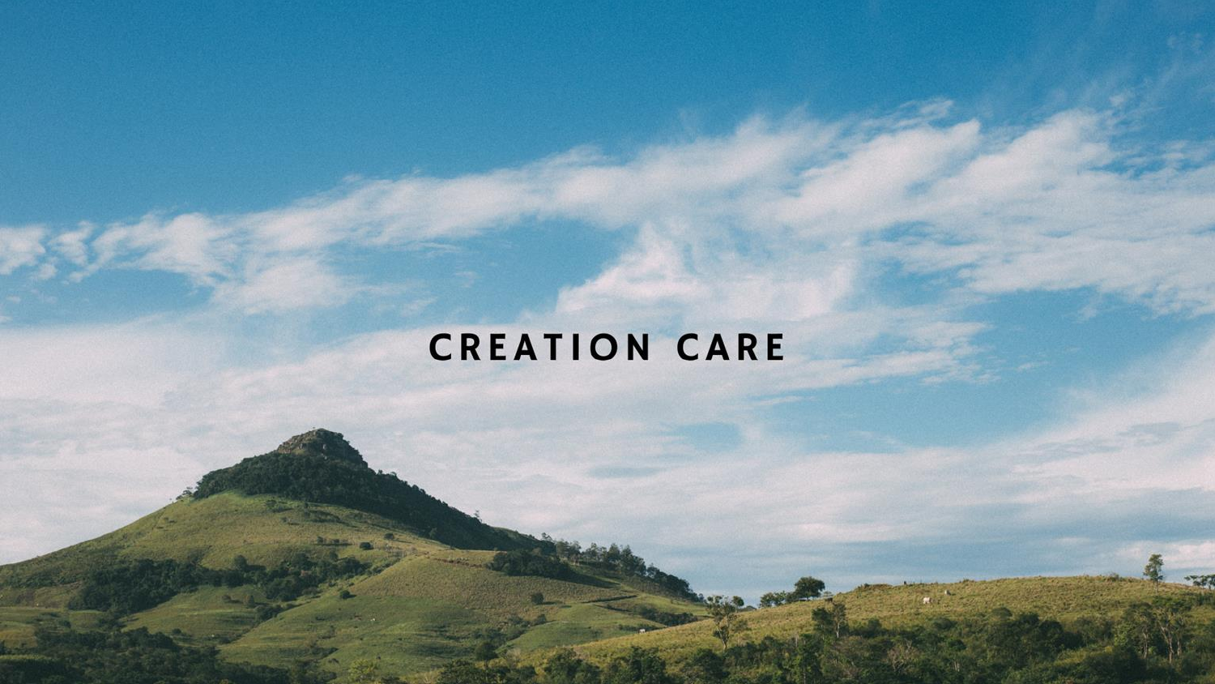# CREATION CARE